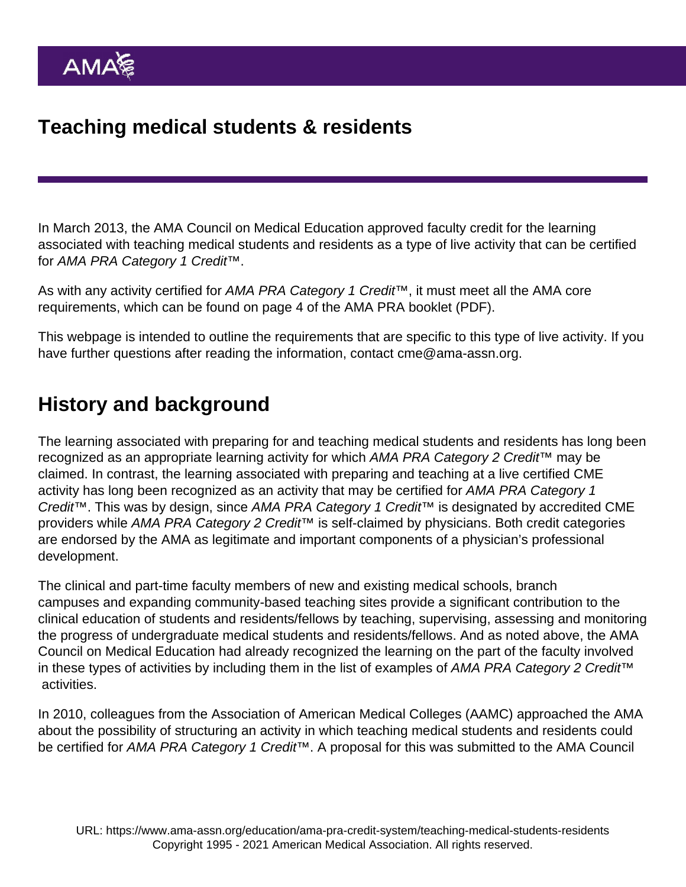# Teaching medical students & residents

In March 2013, the AMA Council on Medical Education approved faculty credit for the learning associated with teaching medical students and residents as a type of live activity that can be certified for *AMA PRA Category 1 Credit*™.

As with any activity certified for *AMA PRA Category 1 Credit*™, it must meet all the AMA core requirements, which can be found on page 4 of the AMA PRA booklet (PDF).

This webpage is intended to outline the requirements that are specific to this type of live activity. If you have further questions after reading the information, contact cme@ama-assn.org.

## History and background

The learning associated with preparing for and teaching medical students and residents has long been recognized as an appropriate learning activity for which *AMA PRA Category 2 Credit*™ may be claimed. In contrast, the learning associated with preparing and teaching at a live certified CME activity has long been recognized as an activity that may be certified for *AMA PRA Category 1 Credit*™. This was by design, since *AMA PRA Category 1 Credit*™ is designated by accredited CME providers while *AMA PRA Category 2 Credit*™ is self-claimed by physicians. Both credit categories are endorsed by the AMA as legitimate and important components of a physician's professional development.

The clinical and part-time faculty members of new and existing medical schools, branch campuses and expanding community-based teaching sites provide a significant contribution to the clinical education of students and residents/fellows by teaching, supervising, assessing and monitoring the progress of undergraduate medical students and residents/fellows. And as noted above, the AMA Council on Medical Education had already recognized the learning on the part of the faculty involved in these types of activities by including them in the list of examples of *AMA PRA Category 2 Credit*™ activities.

In 2010, colleagues from the Association of American Medical Colleges (AAMC) approached the AMA about the possibility of structuring an activity in which teaching medical students and residents could be certified for *AMA PRA Category 1 Credit*™. A proposal for this was submitted to the AMA Council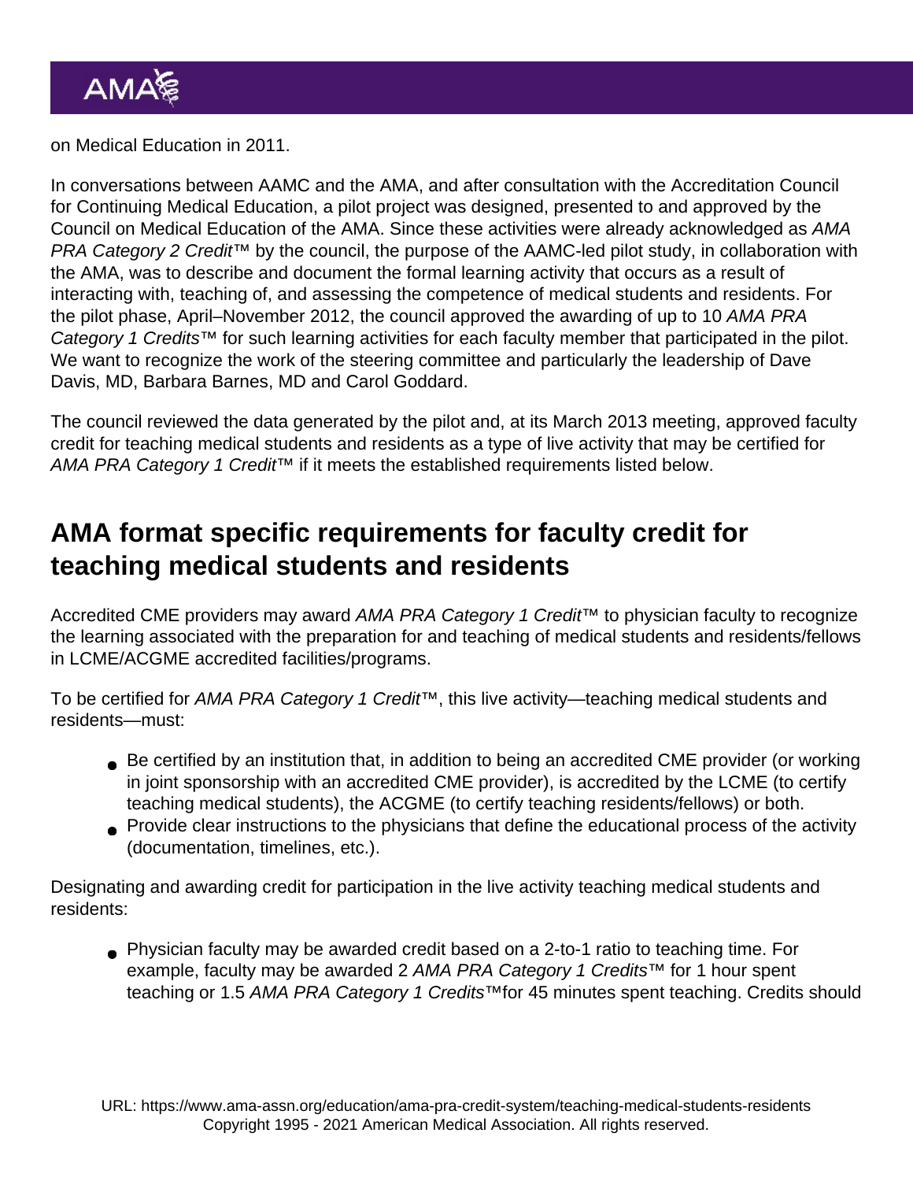on Medical Education in 2011.

In conversations between AAMC and the AMA, and after consultation with the Accreditation Council for Continuing Medical Education, a pilot project was designed, presented to and approved by the Council on Medical Education of the AMA. Since these activities were already acknowledged as *AMA PRA Category 2 Credit*™ by the council, the purpose of the AAMC-led pilot study, in collaboration with the AMA, was to describe and document the formal learning activity that occurs as a result of interacting with, teaching of, and assessing the competence of medical students and residents. For the pilot phase, April–November 2012, the council approved the awarding of up to 10 *AMA PRA Category 1 Credits*™ for such learning activities for each faculty member that participated in the pilot. We want to recognize the work of the steering committee and particularly the leadership of Dave Davis, MD, Barbara Barnes, MD and Carol Goddard.

The council reviewed the data generated by the pilot and, at its March 2013 meeting, approved faculty credit for teaching medical students and residents as a type of live activity that may be certified for *AMA PRA Category 1 Credit*™ if it meets the established requirements listed below.

## AMA format specific requirements for faculty credit for teaching medical students and residents

Accredited CME providers may award *AMA PRA Category 1 Credit*™ to physician faculty to recognize the learning associated with the preparation for and teaching of medical students and residents/fellows in LCME/ACGME accredited facilities/programs.

To be certified for *AMA PRA Category 1 Credit*™, this live activity—teaching medical students and residents—must:

- Be certified by an institution that, in addition to being an accredited CME provider (or working in joint sponsorship with an accredited CME provider), is accredited by the LCME (to certify teaching medical students), the ACGME (to certify teaching residents/fellows) or both.
- Provide clear instructions to the physicians that define the educational process of the activity (documentation, timelines, etc.).

Designating and awarding credit for participation in the live activity teaching medical students and residents:

- Physician faculty may be awarded credit based on a 2-to-1 ratio to teaching time. For example, faculty may be awarded 2 *AMA PRA Category 1 Credits*™ for 1 hour spent teaching or 1.5 *AMA PRA Category 1 Credits*™for 45 minutes spent teaching. Credits should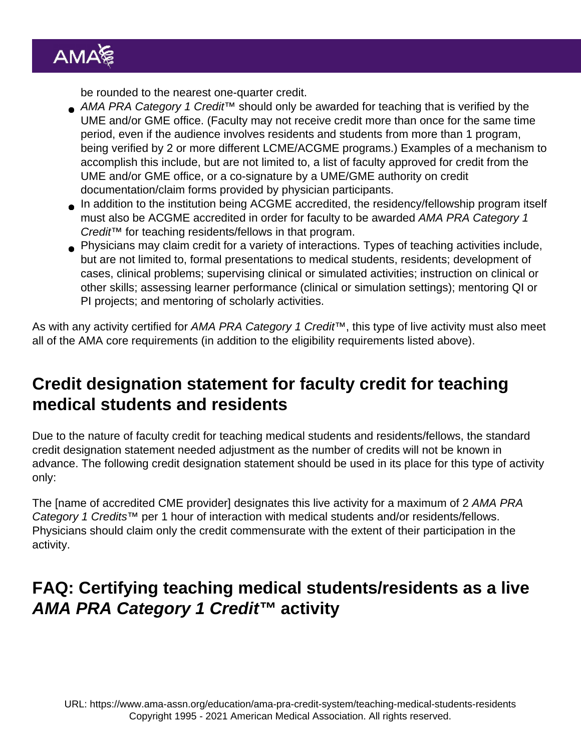be rounded to the nearest one-quarter credit.

- *AMA PRA Category 1 Credit*™ should only be awarded for teaching that is verified by the UME and/or GME office. (Faculty may not receive credit more than once for the same time period, even if the audience involves residents and students from more than 1 program, being verified by 2 or more different LCME/ACGME programs.) Examples of a mechanism to accomplish this include, but are not limited to, a list of faculty approved for credit from the UME and/or GME office, or a co-signature by a UME/GME authority on credit documentation/claim forms provided by physician participants.
- In addition to the institution being ACGME accredited, the residency/fellowship program itself must also be ACGME accredited in order for faculty to be awarded *AMA PRA Category 1 Credit*™ for teaching residents/fellows in that program.
- Physicians may claim credit for a variety of interactions. Types of teaching activities include, but are not limited to, formal presentations to medical students, residents; development of cases, clinical problems; supervising clinical or simulated activities; instruction on clinical or other skills; assessing learner performance (clinical or simulation settings); mentoring QI or PI projects; and mentoring of scholarly activities.

As with any activity certified for *AMA PRA Category 1 Credit*™, this type of live activity must also meet all of the AMA core requirements (in addition to the eligibility requirements listed above).

## Credit designation statement for faculty credit for teaching medical students and residents

Due to the nature of faculty credit for teaching medical students and residents/fellows, the standard credit designation statement needed adjustment as the number of credits will not be known in advance. The following credit designation statement should be used in its place for this type of activity only:

The [name of accredited CME provider] designates this live activity for a maximum of 2 *AMA PRA Category 1 Credits*™ per 1 hour of interaction with medical students and/or residents/fellows. Physicians should claim only the credit commensurate with the extent of their participation in the activity.

## FAQ: Certifying teaching medical students/residents as a live *AMA PRA Category 1 Credit*™ activity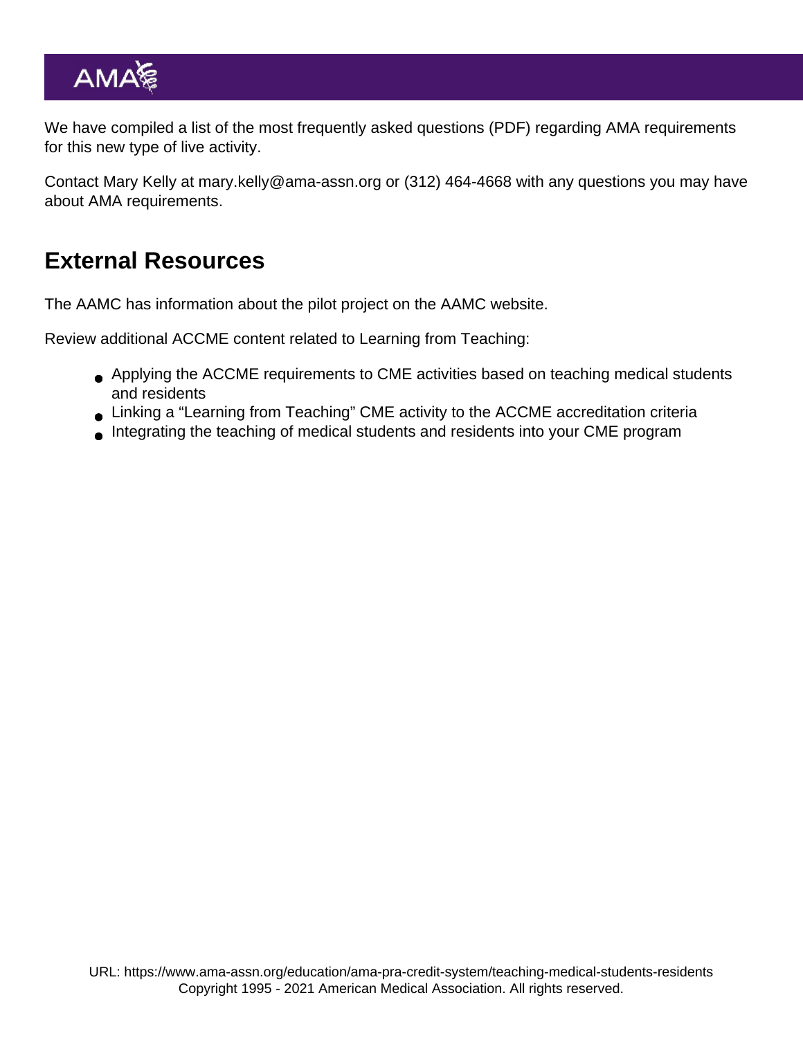We have compiled a list of the most frequently asked questions (PDF) regarding AMA requirements for this new type of live activity.

Contact Mary Kelly at mary.kelly@ama-assn.org or (312) 464-4668 with any questions you may have about AMA requirements.

## External Resources

The AAMC has information about the pilot project on the AAMC website.

Review additional ACCME content related to Learning from Teaching:

- Applying the ACCME requirements to CME activities based on teaching medical students and residents
- Linking a "Learning from Teaching" CME activity to the ACCME accreditation criteria
- Integrating the teaching of medical students and residents into your CME program